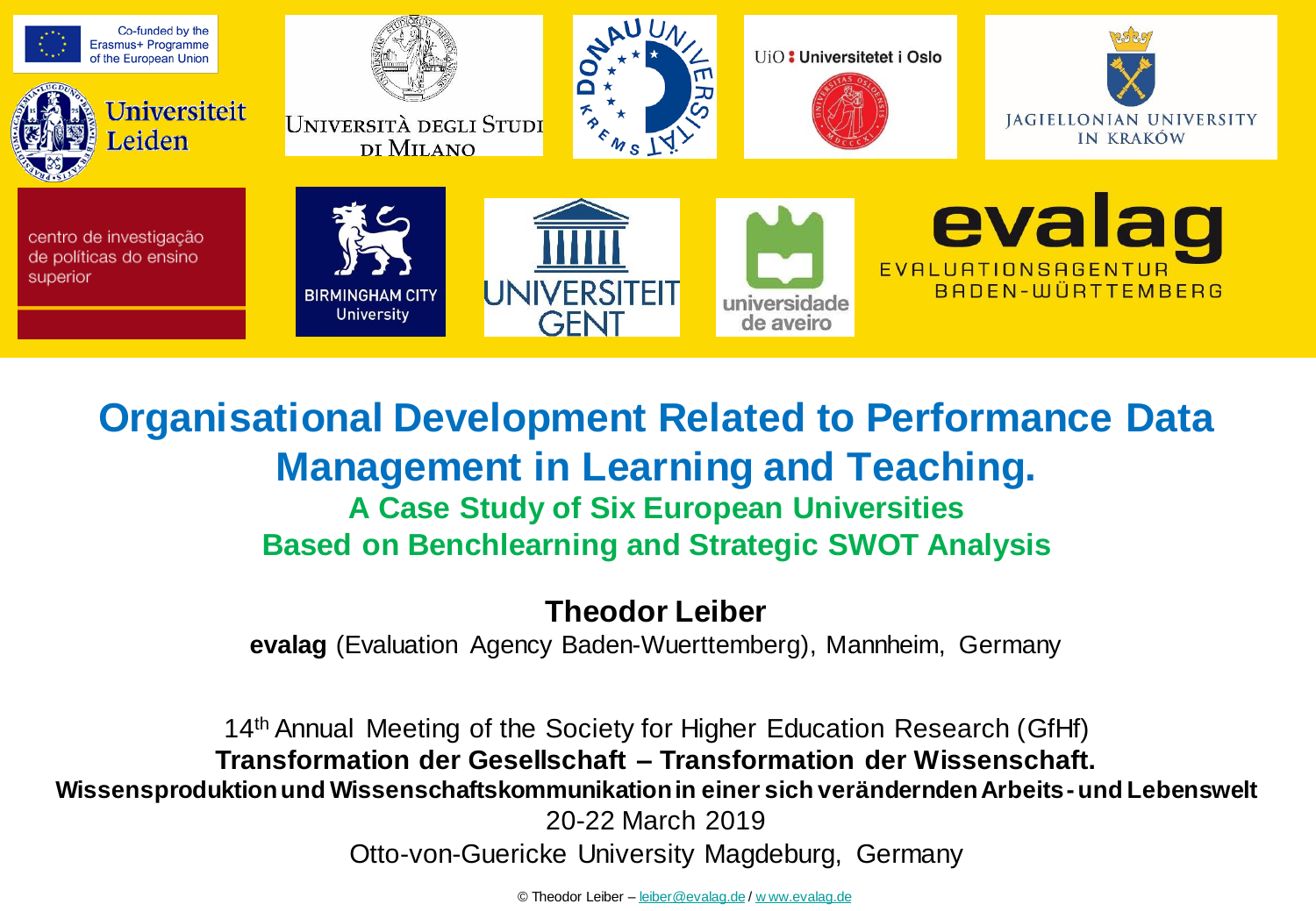Co-funded by the Erasmus+ Programme of the European Union

Universiteit Leiden | Università degli Studi di Milano | Donau Universität Krems | UiO Universitetet i Oslo | Jagiellonian University in Kraków | centro de investigação de políticas do ensino superior | Birmingham City University | Universiteit Gent | universidade de aveiro | evalag Evaluationsagentur Baden-Württemberg

# Organisational Development Related to Performance Data Management in Learning and Teaching.

## A Case Study of Six European Universities Based on Benchlearning and Strategic SWOT Analysis

**Theodor Leiber**

**evalag** (Evaluation Agency Baden-Wuerttemberg), Mannheim, Germany

14th Annual Meeting of the Society for Higher Education Research (GfHf)

**Transformation der Gesellschaft – Transformation der Wissenschaft.**

**Wissensproduktion und Wissenschaftskommunikation in einer sich verändernden Arbeits- und Lebenswelt**

20-22 March 2019

Otto-von-Guericke University Magdeburg, Germany

© Theodor Leiber – leiber@evalag.de / www.evalag.de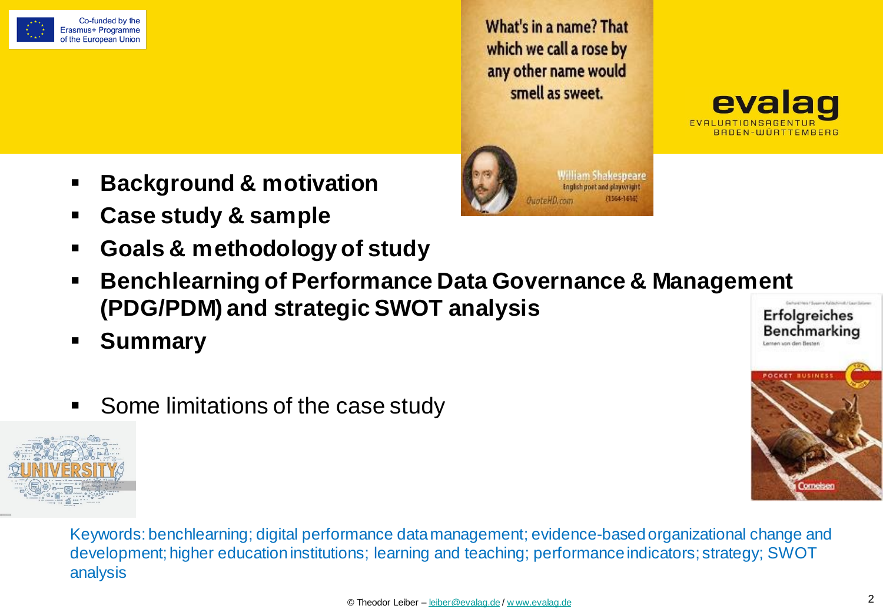- **Background & motivation**
- **Case study & sample**
- **Goals & methodology of study**
- **Benchlearning of Performance Data Governance & Management (PDG/PDM) and strategic SWOT analysis**
- **Summary**

- Some limitations of the case study

Keywords: benchlearning; digital performance data management; evidence-based organizational change and development; higher education institutions; learning and teaching; performance indicators; strategy; SWOT analysis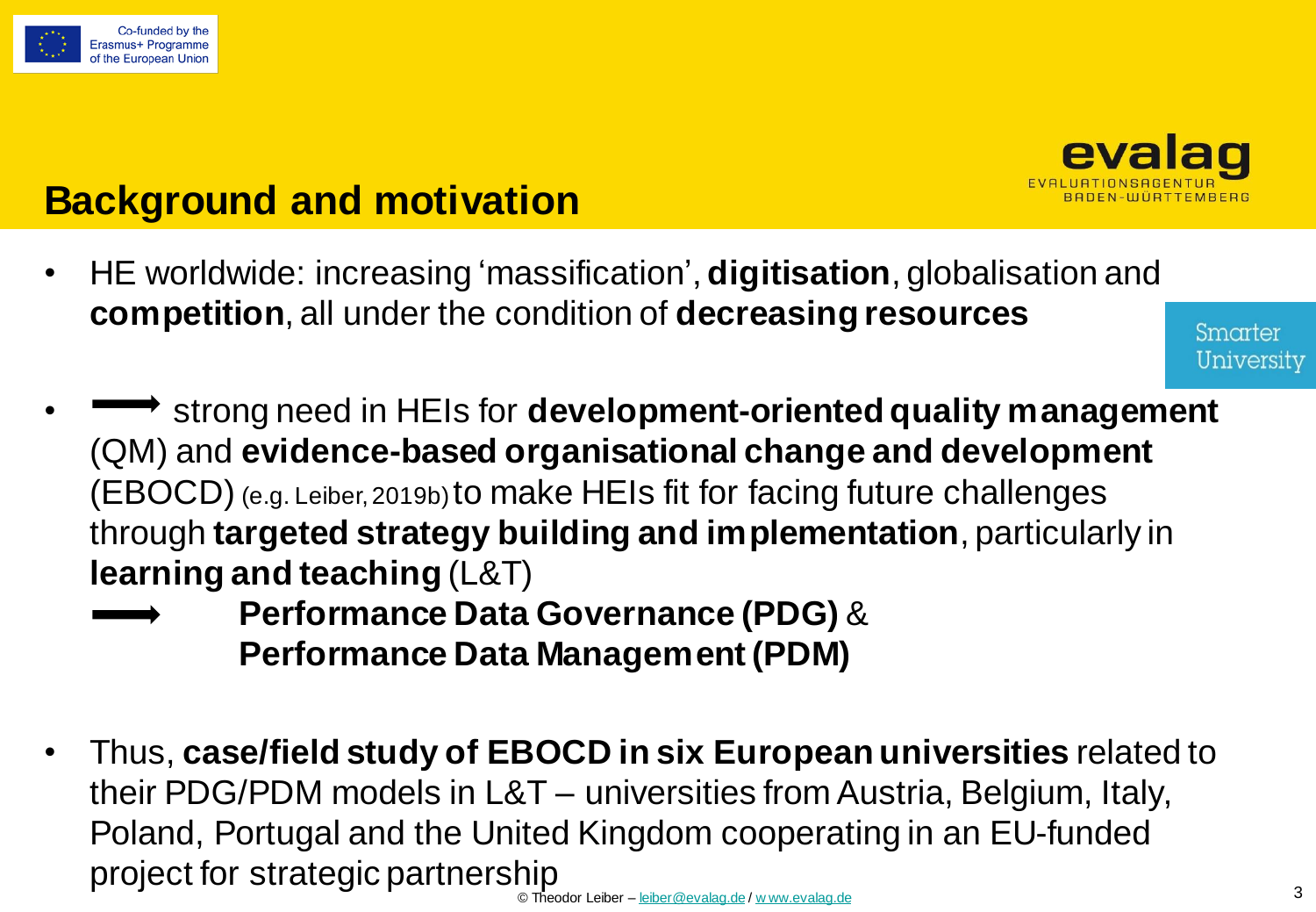# Background and motivation

- HE worldwide: increasing 'massification', **digitisation**, globalisation and **competition**, all under the condition of **decreasing resources**
- ⟶ strong need in HEIs for **development-oriented quality management** (QM) and **evidence-based organisational change and development** (EBOCD) (e.g. Leiber, 2019b) to make HEIs fit for facing future challenges through **targeted strategy building and implementation**, particularly in **learning and teaching** (L&T)

  ⟶ **Performance Data Governance (PDG)** & **Performance Data Management (PDM)**

- Thus, **case/field study of EBOCD in six European universities** related to their PDG/PDM models in L&T – universities from Austria, Belgium, Italy, Poland, Portugal and the United Kingdom cooperating in an EU-funded project for strategic partnership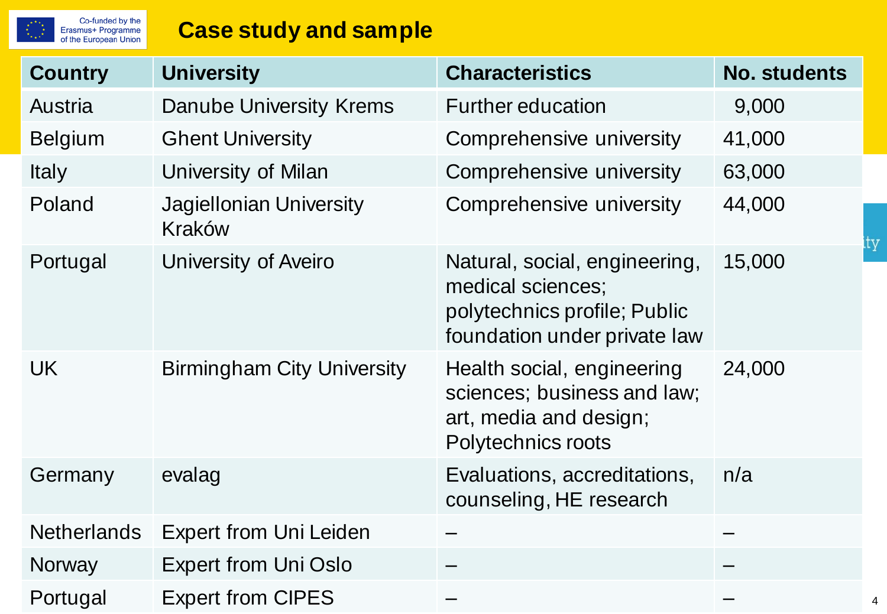# Case study and sample

| Country | University | Characteristics | No. students |
|---|---|---|---|
| Austria | Danube University Krems | Further education | 9,000 |
| Belgium | Ghent University | Comprehensive university | 41,000 |
| Italy | University of Milan | Comprehensive university | 63,000 |
| Poland | Jagiellonian University Kraków | Comprehensive university | 44,000 |
| Portugal | University of Aveiro | Natural, social, engineering, medical sciences; polytechnics profile; Public foundation under private law | 15,000 |
| UK | Birmingham City University | Health social, engineering sciences; business and law; art, media and design; Polytechnics roots | 24,000 |
| Germany | evalag | Evaluations, accreditations, counseling, HE research | n/a |
| Netherlands | Expert from Uni Leiden | – | – |
| Norway | Expert from Uni Oslo | – | – |
| Portugal | Expert from CIPES | – | – |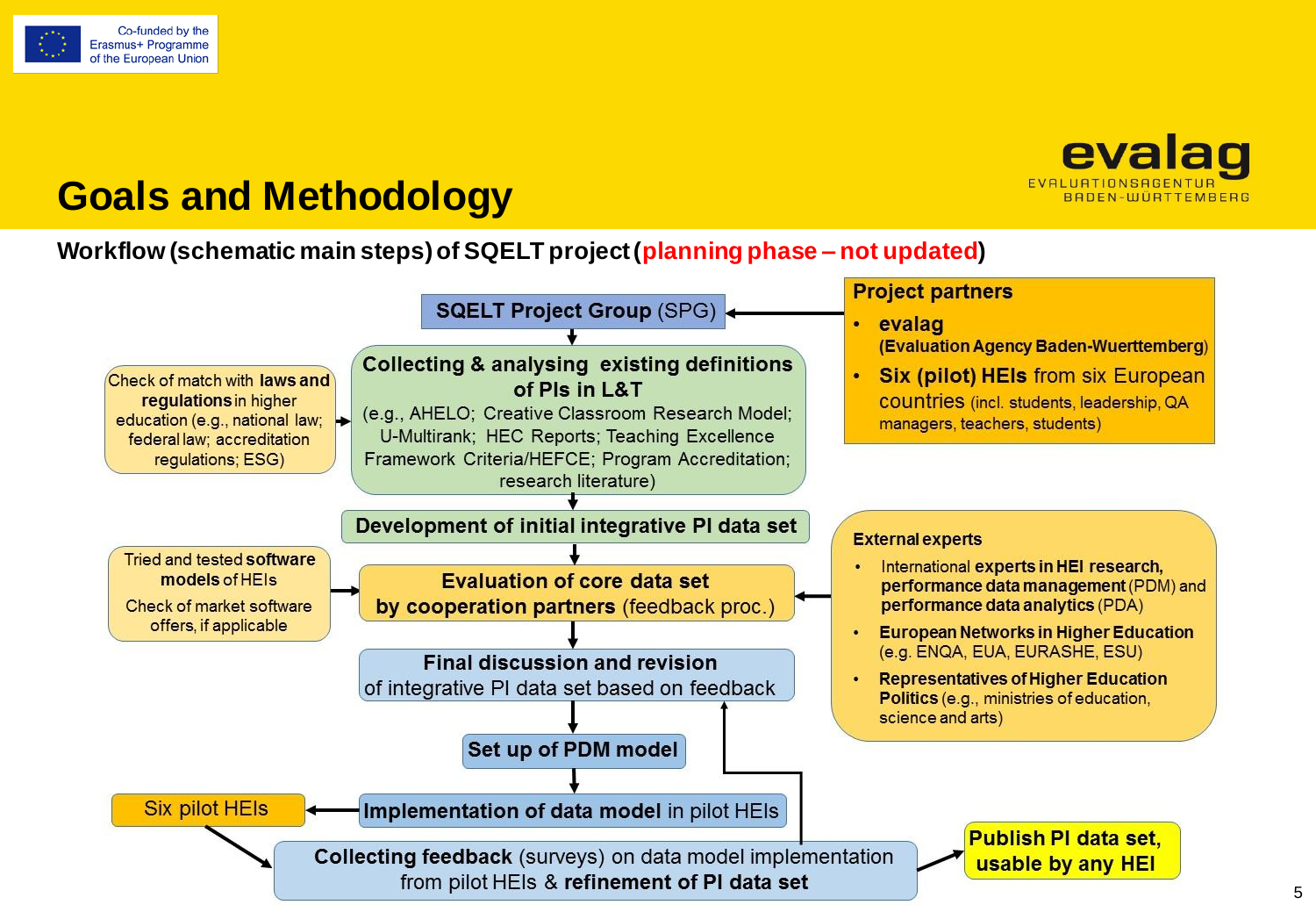# Goals and Methodology

**Workflow (schematic main steps) of SQELT project (planning phase – not updated)**

**SQELT Project Group** (SPG)

**Project partners**

- **evalag** (**Evaluation Agency Baden-Wuerttemberg**)
- **Six (pilot) HEIs** from six European countries (incl. students, leadership, QA managers, teachers, students)

**Collecting & analysing existing definitions of PIs in L&T**
(e.g., AHELO; Creative Classroom Research Model; U-Multirank; HEC Reports; Teaching Excellence Framework Criteria/HEFCE; Program Accreditation; research literature)

Check of match with **laws and regulations** in higher education (e.g., national law; federal law; accreditation regulations; ESG)

**Development of initial integrative PI data set**

**Evaluation of core data set by cooperation partners** (feedback proc.)

Tried and tested **software models** of HEIs

Check of market software offers, if applicable

**External experts**

- International **experts in HEI research, performance data management** (PDM) and **performance data analytics** (PDA)
- **European Networks in Higher Education** (e.g. ENQA, EUA, EURASHE, ESU)
- **Representatives of Higher Education Politics** (e.g., ministries of education, science and arts)

**Final discussion and revision** of integrative PI data set based on feedback

**Set up of PDM model**

**Implementation of data model** in pilot HEIs

Six pilot HEIs

**Collecting feedback** (surveys) on data model implementation from pilot HEIs & **refinement of PI data set**

**Publish PI data set, usable by any HEI**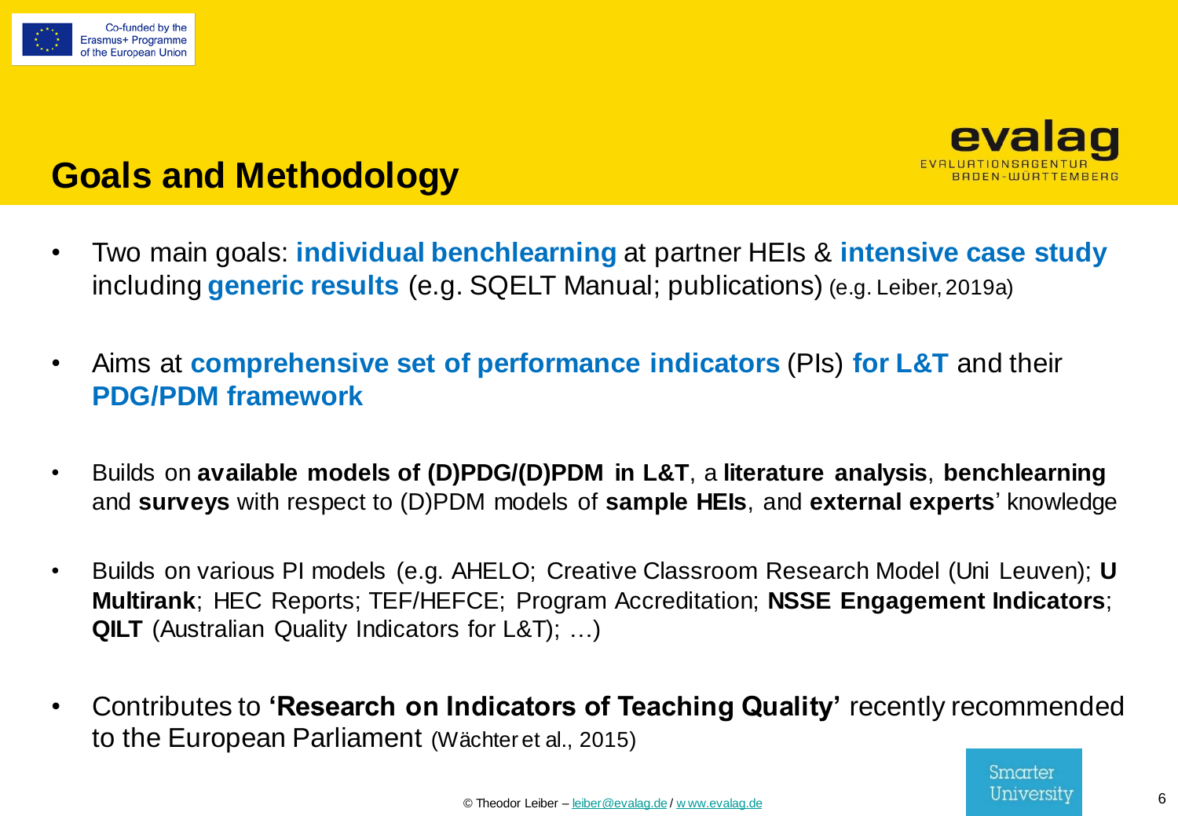# Goals and Methodology

- Two main goals: **individual benchlearning** at partner HEIs & **intensive case study** including **generic results** (e.g. SQELT Manual; publications) (e.g. Leiber, 2019a)

- Aims at **comprehensive set of performance indicators** (PIs) **for L&T** and their **PDG/PDM framework**

- Builds on **available models of (D)PDG/(D)PDM in L&T**, a **literature analysis**, **benchlearning** and **surveys** with respect to (D)PDM models of **sample HEIs**, and **external experts**' knowledge

- Builds on various PI models (e.g. AHELO; Creative Classroom Research Model (Uni Leuven); **U Multirank**; HEC Reports; TEF/HEFCE; Program Accreditation; **NSSE Engagement Indicators**; **QILT** (Australian Quality Indicators for L&T); …)

- Contributes to **'Research on Indicators of Teaching Quality'** recently recommended to the European Parliament (Wächter et al., 2015)

© Theodor Leiber – leiber@evalag.de / www.evalag.de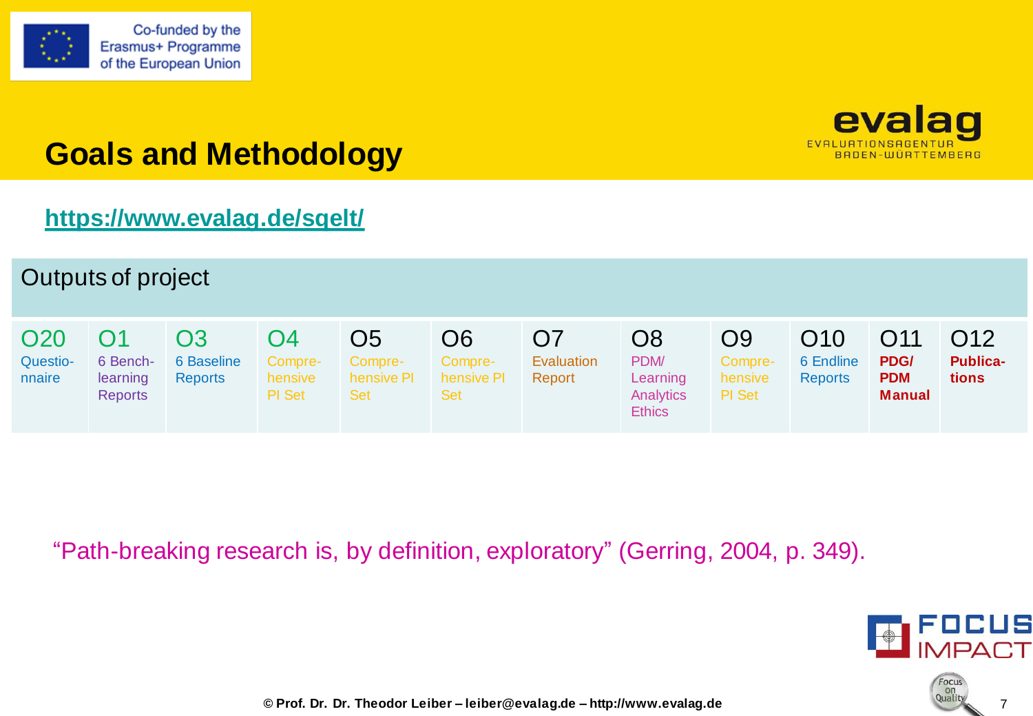# Goals and Methodology

https://www.evalag.de/sqelt/

| Outputs of project | | | | | | | | | | | |
|---|---|---|---|---|---|---|---|---|---|---|---|
| O20 | O1 | O3 | O4 | O5 | O6 | O7 | O8 | O9 | O10 | O11 | O12 |
| Questio-nnaire | 6 Bench-learning Reports | 6 Baseline Reports | Compre-hensive PI Set | Compre-hensive PI Set | Compre-hensive PI Set | Evaluation Report | PDM/ Learning Analytics Ethics | Compre-hensive PI Set | 6 Endline Reports | **PDG/ PDM Manual** | **Publica-tions** |

"Path-breaking research is, by definition, exploratory" (Gerring, 2004, p. 349).

© Prof. Dr. Dr. Theodor Leiber – leiber@evalag.de – http://www.evalag.de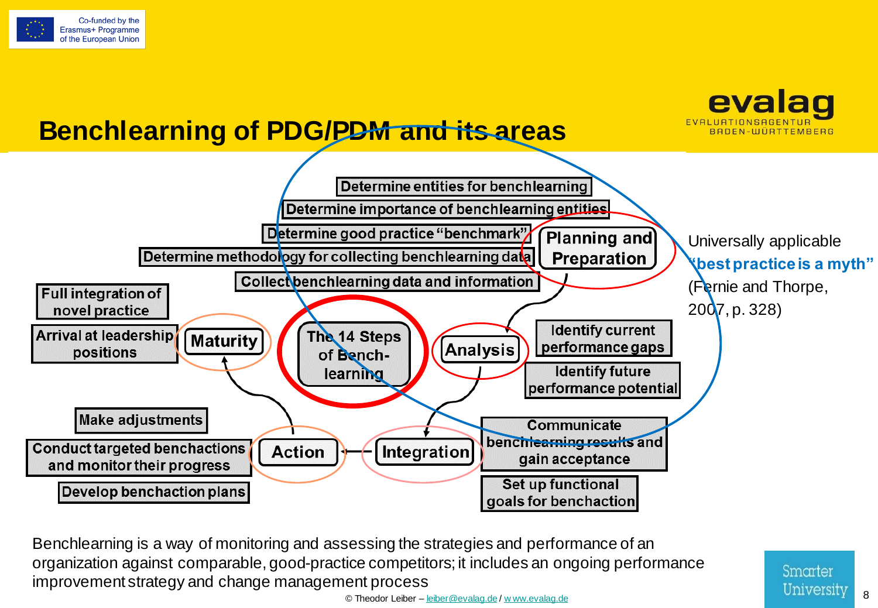# Benchlearning of PDG/PDM and its areas

**The 14 Steps of Benchlearning**

**Planning and Preparation**
- Determine entities for benchlearning
- Determine importance of benchlearning entities
- Determine good practice "benchmark"
- Determine methodology for collecting benchlearning data
- Collect benchlearning data and information

**Analysis**
- Identify current performance gaps
- Identify future performance potential

**Integration**
- Communicate benchlearning results and gain acceptance
- Set up functional goals for benchaction

**Action**
- Make adjustments
- Conduct targeted benchactions and monitor their progress
- Develop benchaction plans

**Maturity**
- Full integration of novel practice
- Arrival at leadership positions

Universally applicable **"best practice is a myth"** (Fernie and Thorpe, 2007, p. 328)

Benchlearning is a way of monitoring and assessing the strategies and performance of an organization against comparable, good-practice competitors; it includes an ongoing performance improvement strategy and change management process

© Theodor Leiber – leiber@evalag.de / www.evalag.de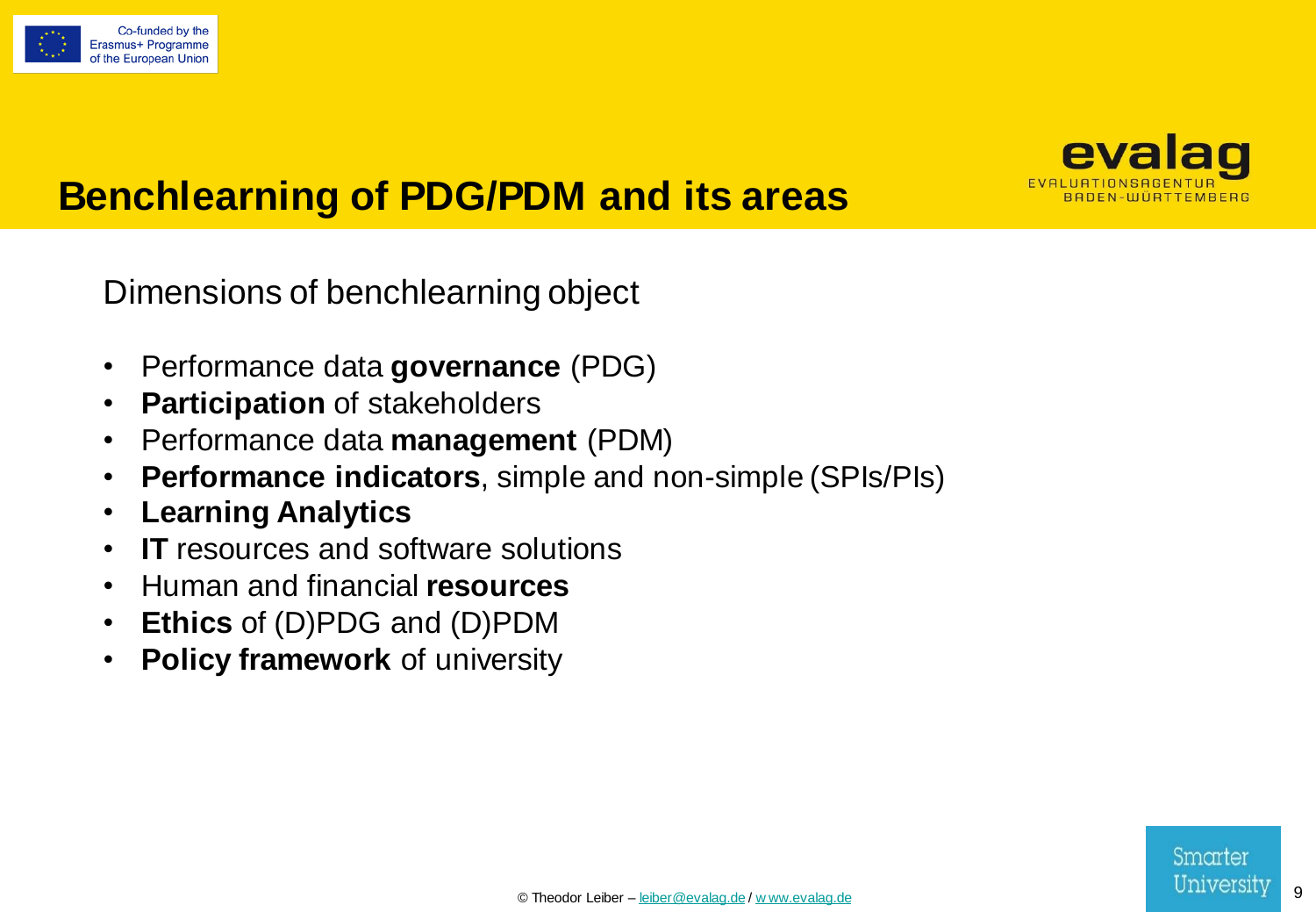# Benchlearning of PDG/PDM and its areas

Dimensions of benchlearning object

- Performance data **governance** (PDG)
- **Participation** of stakeholders
- Performance data **management** (PDM)
- **Performance indicators**, simple and non-simple (SPIs/PIs)
- **Learning Analytics**
- **IT** resources and software solutions
- Human and financial **resources**
- **Ethics** of (D)PDG and (D)PDM
- **Policy framework** of university

© Theodor Leiber – leiber@evalag.de / www.evalag.de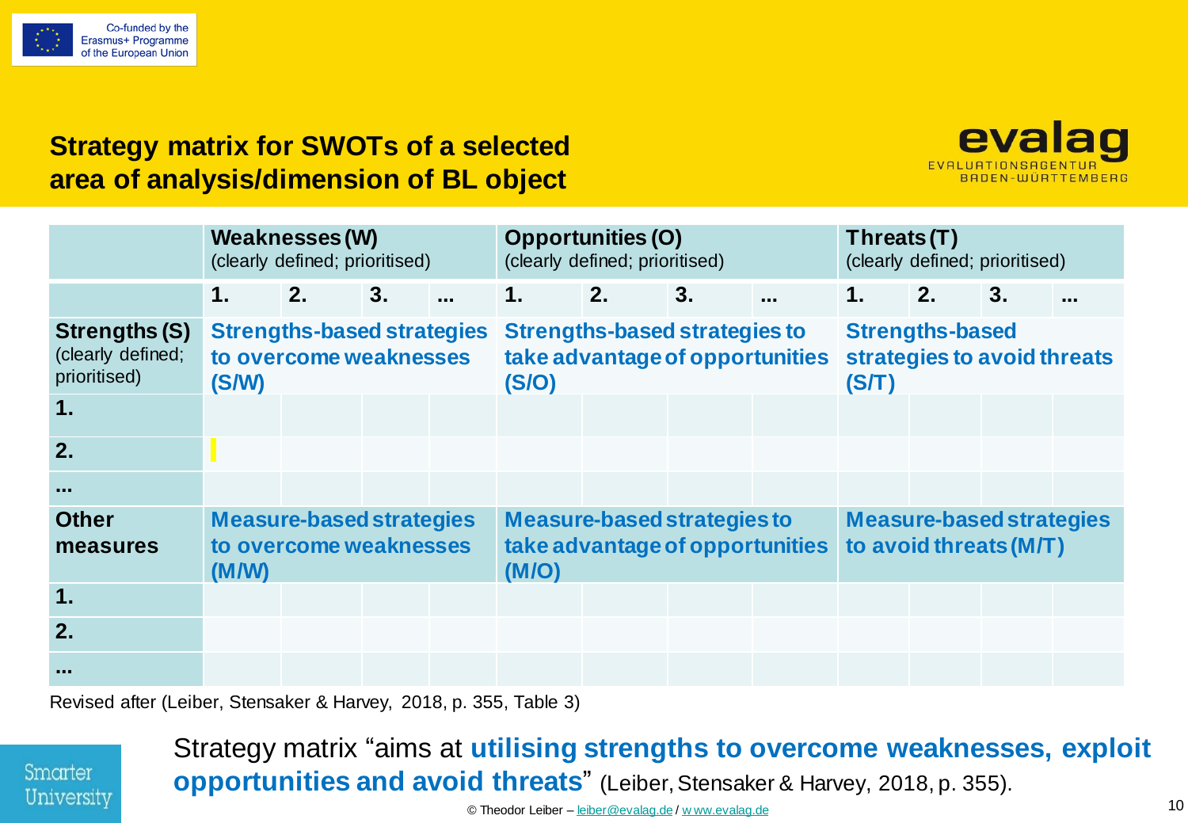Co-funded by the Erasmus+ Programme of the European Union

## Strategy matrix for SWOTs of a selected area of analysis/dimension of BL object

| | **Weaknesses (W)** (clearly defined; prioritised) | | | | **Opportunities (O)** (clearly defined; prioritised) | | | | **Threats (T)** (clearly defined; prioritised) | | | |
|---|---|---|---|---|---|---|---|---|---|---|---|---|
| | **1.** | **2.** | **3.** | **...** | **1.** | **2.** | **3.** | **...** | **1.** | **2.** | **3.** | **...** |
| **Strengths (S)** (clearly defined; prioritised) | **Strengths-based strategies to overcome weaknesses (S/W)** | | | | **Strengths-based strategies to take advantage of opportunities (S/O)** | | | | **Strengths-based strategies to avoid threats (S/T)** | | | |
| **1.** | | | | | | | | | | | | |
| **2.** | | | | | | | | | | | | |
| **...** | | | | | | | | | | | | |
| **Other measures** | **Measure-based strategies to overcome weaknesses (M/W)** | | | | **Measure-based strategies to take advantage of opportunities (M/O)** | | | | **Measure-based strategies to avoid threats (M/T)** | | | |
| **1.** | | | | | | | | | | | | |
| **2.** | | | | | | | | | | | | |
| **...** | | | | | | | | | | | | |

Revised after (Leiber, Stensaker & Harvey, 2018, p. 355, Table 3)

Strategy matrix "aims at **utilising strengths to overcome weaknesses, exploit opportunities and avoid threats**" (Leiber, Stensaker & Harvey, 2018, p. 355).

© Theodor Leiber – leiber@evalag.de / www.evalag.de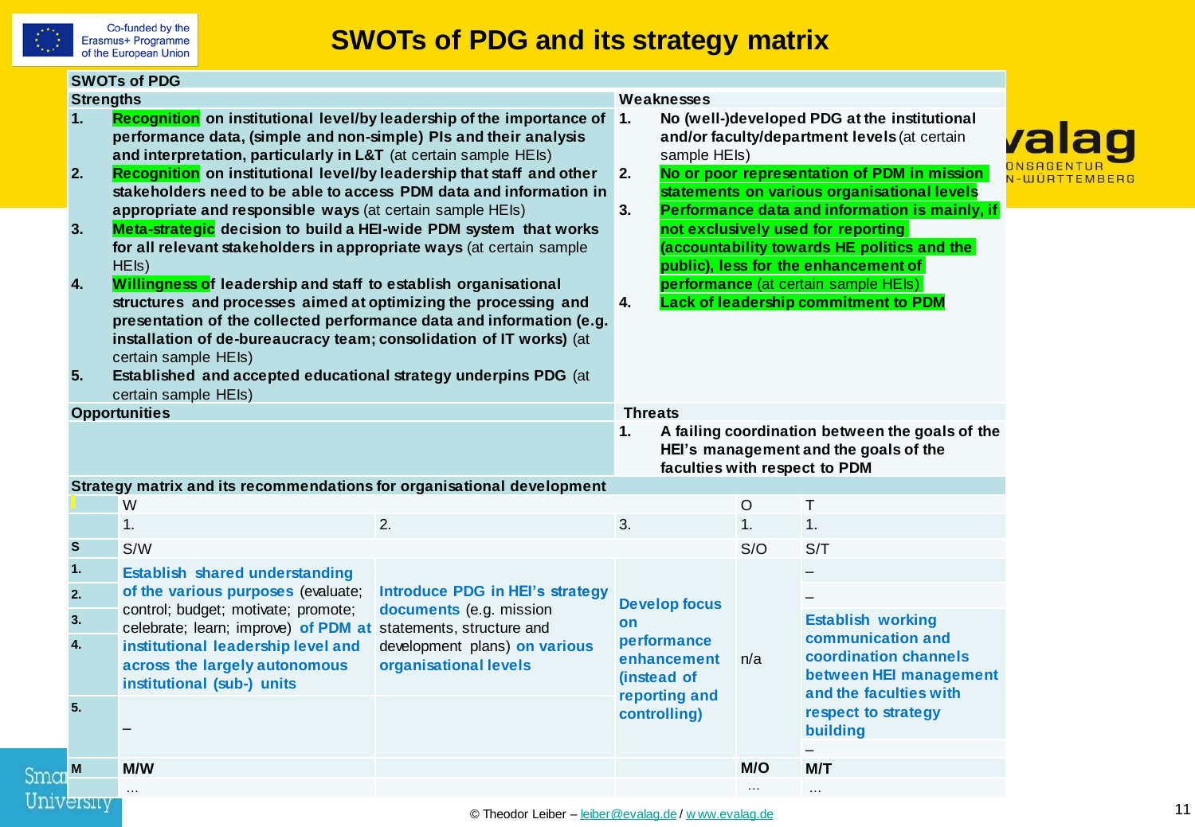# SWOTs of PDG and its strategy matrix

## SWOTs of PDG

| Strengths | Weaknesses |
|---|---|
| 1. **Recognition on institutional level/by leadership of the importance of performance data, (simple and non-simple) PIs and their analysis and interpretation, particularly in L&T** (at certain sample HEIs)<br>2. **Recognition on institutional level/by leadership that staff and other stakeholders need to be able to access PDM data and information in appropriate and responsible ways** (at certain sample HEIs)<br>3. **Meta-strategic decision to build a HEI-wide PDM system that works for all relevant stakeholders in appropriate ways** (at certain sample HEIs)<br>4. **Willingness of leadership and staff to establish organisational structures and processes aimed at optimizing the processing and presentation of the collected performance data and information (e.g. installation of de-bureaucracy team; consolidation of IT works)** (at certain sample HEIs)<br>5. **Established and accepted educational strategy underpins PDG** (at certain sample HEIs) | 1. **No (well-)developed PDG at the institutional and/or faculty/department levels** (at certain sample HEIs)<br>2. **No or poor representation of PDM in mission statements on various organisational levels**<br>3. **Performance data and information is mainly, if not exclusively used for reporting (accountability towards HE politics and the public), less for the enhancement of performance** (at certain sample HEIs)<br>4. **Lack of leadership commitment to PDM** |
| **Opportunities** | **Threats** |
| | 1. **A failing coordination between the goals of the HEI's management and the goals of the faculties with respect to PDM** |

## Strategy matrix and its recommendations for organisational development

| | W | | | O | T |
|---|---|---|---|---|---|
| | 1. | 2. | 3. | 1. | 1. |
| **S** | S/W | | | S/O | S/T |
| **1.** | **Establish shared understanding of the various purposes** (evaluate; control; budget; motivate; promote; celebrate; learn; improve) **of PDM at institutional leadership level and across the largely autonomous institutional (sub-) units** | **Introduce PDG in HEI's strategy documents** (e.g. mission statements, structure and development plans) **on various organisational levels** | **Develop focus on performance enhancement (instead of reporting and controlling)** | n/a | – |
| **2.** | | | | | – |
| **3.** | | | | | **Establish working communication and coordination channels between HEI management and the faculties with respect to strategy building** |
| **4.** | | | | | |
| **5.** | – | | | | – |
| **M** | **M/W** | | | **M/O** | **M/T** |
| | … | | | … | … |

© Theodor Leiber – leiber@evalag.de / www.evalag.de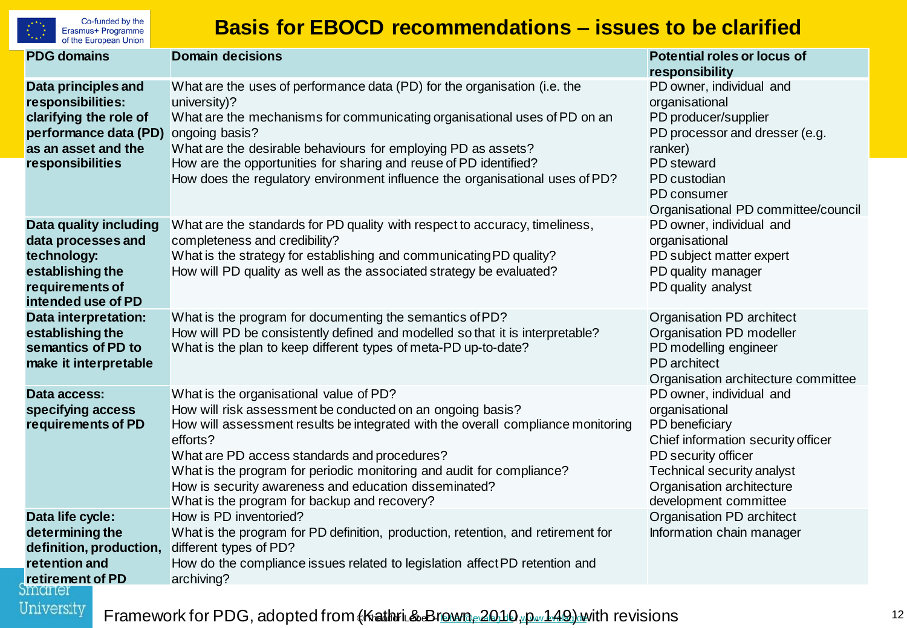# Basis for EBOCD recommendations – issues to be clarified

| PDG domains | Domain decisions | Potential roles or locus of responsibility |
|---|---|---|
| **Data principles and responsibilities: clarifying the role of performance data (PD) as an asset and the responsibilities** | What are the uses of performance data (PD) for the organisation (i.e. the university)?<br>What are the mechanisms for communicating organisational uses of PD on an ongoing basis?<br>What are the desirable behaviours for employing PD as assets?<br>How are the opportunities for sharing and reuse of PD identified?<br>How does the regulatory environment influence the organisational uses of PD? | PD owner, individual and organisational<br>PD producer/supplier<br>PD processor and dresser (e.g. ranker)<br>PD steward<br>PD custodian<br>PD consumer<br>Organisational PD committee/council |
| **Data quality including data processes and technology: establishing the requirements of intended use of PD** | What are the standards for PD quality with respect to accuracy, timeliness, completeness and credibility?<br>What is the strategy for establishing and communicating PD quality?<br>How will PD quality as well as the associated strategy be evaluated? | PD owner, individual and organisational<br>PD subject matter expert<br>PD quality manager<br>PD quality analyst |
| **Data interpretation: establishing the semantics of PD to make it interpretable** | What is the program for documenting the semantics of PD?<br>How will PD be consistently defined and modelled so that it is interpretable?<br>What is the plan to keep different types of meta-PD up-to-date? | Organisation PD architect<br>Organisation PD modeller<br>PD modelling engineer<br>PD architect<br>Organisation architecture committee |
| **Data access: specifying access requirements of PD** | What is the organisational value of PD?<br>How will risk assessment be conducted on an ongoing basis?<br>How will assessment results be integrated with the overall compliance monitoring efforts?<br>What are PD access standards and procedures?<br>What is the program for periodic monitoring and audit for compliance?<br>How is security awareness and education disseminated?<br>What is the program for backup and recovery? | PD owner, individual and organisational<br>PD beneficiary<br>Chief information security officer<br>PD security officer<br>Technical security analyst<br>Organisation architecture development committee |
| **Data life cycle: determining the definition, production, retention and retirement of PD** | How is PD inventoried?<br>What is the program for PD definition, production, retention, and retirement for different types of PD?<br>How do the compliance issues related to legislation affect PD retention and archiving? | Organisation PD architect<br>Information chain manager |

Framework for PDG, adopted from (Kathri & Brown, 2010, p. 149) with revisions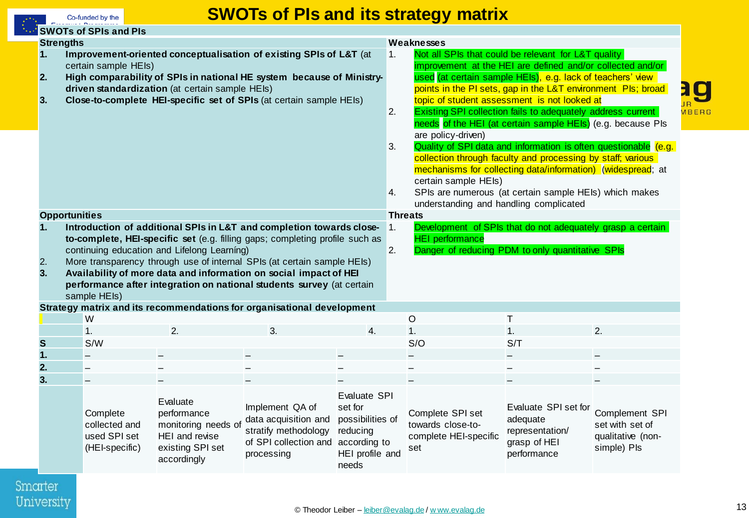# SWOTs of PIs and its strategy matrix

## SWOTs of SPIs and PIs

### Strengths

1. **Improvement-oriented conceptualisation of existing SPIs of L&T** (at certain sample HEIs)
2. **High comparability of SPIs in national HE system because of Ministry-driven standardization** (at certain sample HEIs)
3. **Close-to-complete HEI-specific set of SPIs** (at certain sample HEIs)

### Weaknesses

1. Not all SPIs that could be relevant for L&T quality improvement at the HEI are defined and/or collected and/or used (at certain sample HEIs), e.g. lack of teachers' view points in the PI sets, gap in the L&T environment PIs; broad topic of student assessment is not looked at
2. Existing SPI collection fails to adequately address current needs of the HEI (at certain sample HEIs) (e.g. because PIs are policy-driven)
3. Quality of SPI data and information is often questionable (e.g. collection through faculty and processing by staff; various mechanisms for collecting data/information) (widespread; at certain sample HEIs)
4. SPIs are numerous (at certain sample HEIs) which makes understanding and handling complicated

### Opportunities

1. **Introduction of additional SPIs in L&T and completion towards close-to-complete, HEI-specific set** (e.g. filling gaps; completing profile such as continuing education and Lifelong Learníng)
2. More transparency through use of internal SPIs (at certain sample HEIs)
3. **Availability of more data and information on social impact of HEI performance after integration on national students survey** (at certain sample HEIs)

### Threats

1. Development of SPIs that do not adequately grasp a certain HEI performance
2. Danger of reducing PDM to only quantitative SPIs

## Strategy matrix and its recommendations for organisational development

| | W | | | | O | T | |
|---|---|---|---|---|---|---|---|
| | 1. | 2. | 3. | 4. | 1. | 1. | 2. |
| **S** | S/W | | | | S/O | S/T | |
| **1.** | – | – | – | – | – | – | – |
| **2.** | – | – | – | – | – | – | – |
| **3.** | – | – | – | – | – | – | – |
| | Complete collected and used SPI set (HEI-specific) | Evaluate performance monitoring needs of HEI and revise existing SPI set accordingly | Implement QA of data acquisition and stratify methodology of SPI collection and processing | Evaluate SPI set for possibilities of reducing according to HEI profile and needs | Complete SPI set towards close-to-complete HEI-specific set | Evaluate SPI set for adequate representation/ grasp of HEI performance | Complement SPI set with set of qualitative (non-simple) PIs |

© Theodor Leiber – leiber@evalag.de / www.evalag.de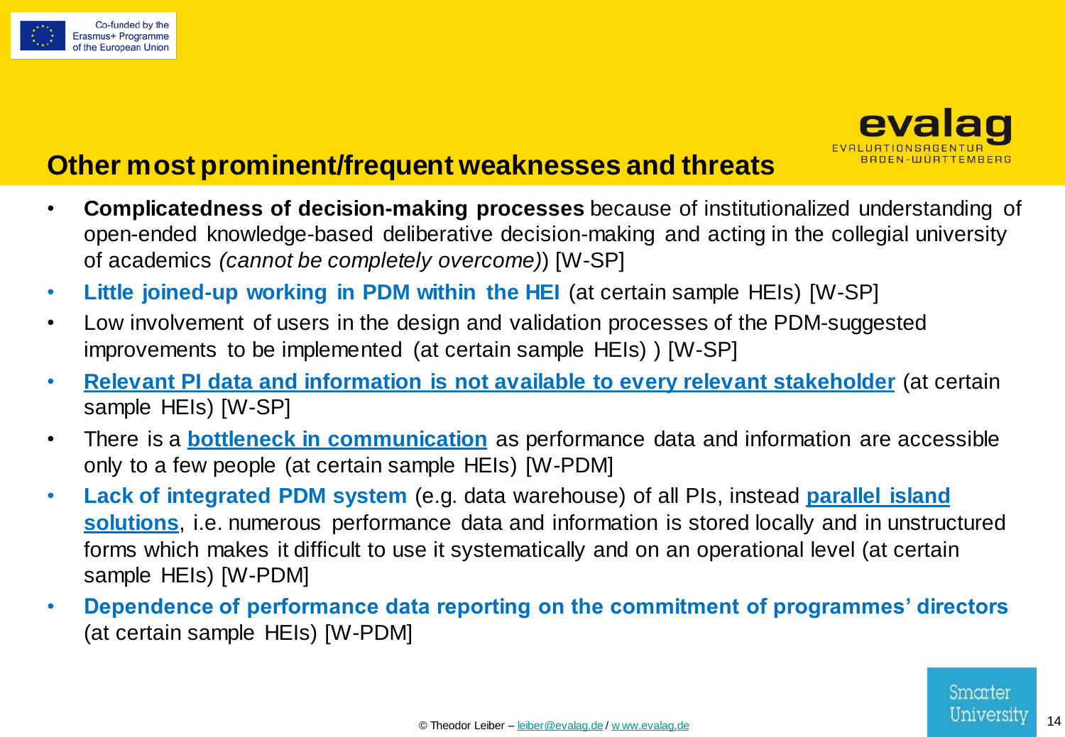## Other most prominent/frequent weaknesses and threats

- **Complicatedness of decision-making processes** because of institutionalized understanding of open-ended knowledge-based deliberative decision-making and acting in the collegial university of academics *(cannot be completely overcome)*) [W-SP]
- **Little joined-up working in PDM within the HEI** (at certain sample HEIs) [W-SP]
- Low involvement of users in the design and validation processes of the PDM-suggested improvements to be implemented (at certain sample HEIs) ) [W-SP]
- **Relevant PI data and information is not available to every relevant stakeholder** (at certain sample HEIs) [W-SP]
- There is a **bottleneck in communication** as performance data and information are accessible only to a few people (at certain sample HEIs) [W-PDM]
- **Lack of integrated PDM system** (e.g. data warehouse) of all PIs, instead **parallel island solutions**, i.e. numerous performance data and information is stored locally and in unstructured forms which makes it difficult to use it systematically and on an operational level (at certain sample HEIs) [W-PDM]
- **Dependence of performance data reporting on the commitment of programmes' directors** (at certain sample HEIs) [W-PDM]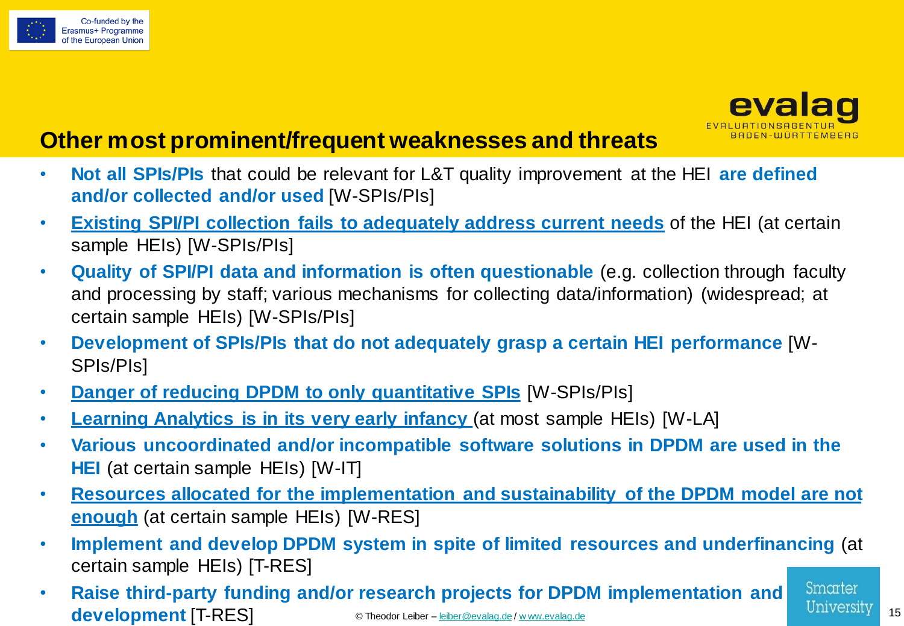## Other most prominent/frequent weaknesses and threats

- **Not all SPIs/PIs** that could be relevant for L&T quality improvement at the HEI **are defined and/or collected and/or used** [W-SPIs/PIs]
- **Existing SPI/PI collection fails to adequately address current needs** of the HEI (at certain sample HEIs) [W-SPIs/PIs]
- **Quality of SPI/PI data and information is often questionable** (e.g. collection through faculty and processing by staff; various mechanisms for collecting data/information) (widespread; at certain sample HEIs) [W-SPIs/PIs]
- **Development of SPIs/PIs that do not adequately grasp a certain HEI performance** [W-SPIs/PIs]
- **Danger of reducing DPDM to only quantitative SPIs** [W-SPIs/PIs]
- **Learning Analytics is in its very early infancy** (at most sample HEIs) [W-LA]
- **Various uncoordinated and/or incompatible software solutions in DPDM are used in the HEI** (at certain sample HEIs) [W-IT]
- **Resources allocated for the implementation and sustainability of the DPDM model are not enough** (at certain sample HEIs) [W-RES]
- **Implement and develop DPDM system in spite of limited resources and underfinancing** (at certain sample HEIs) [T-RES]
- **Raise third-party funding and/or research projects for DPDM implementation and development** [T-RES]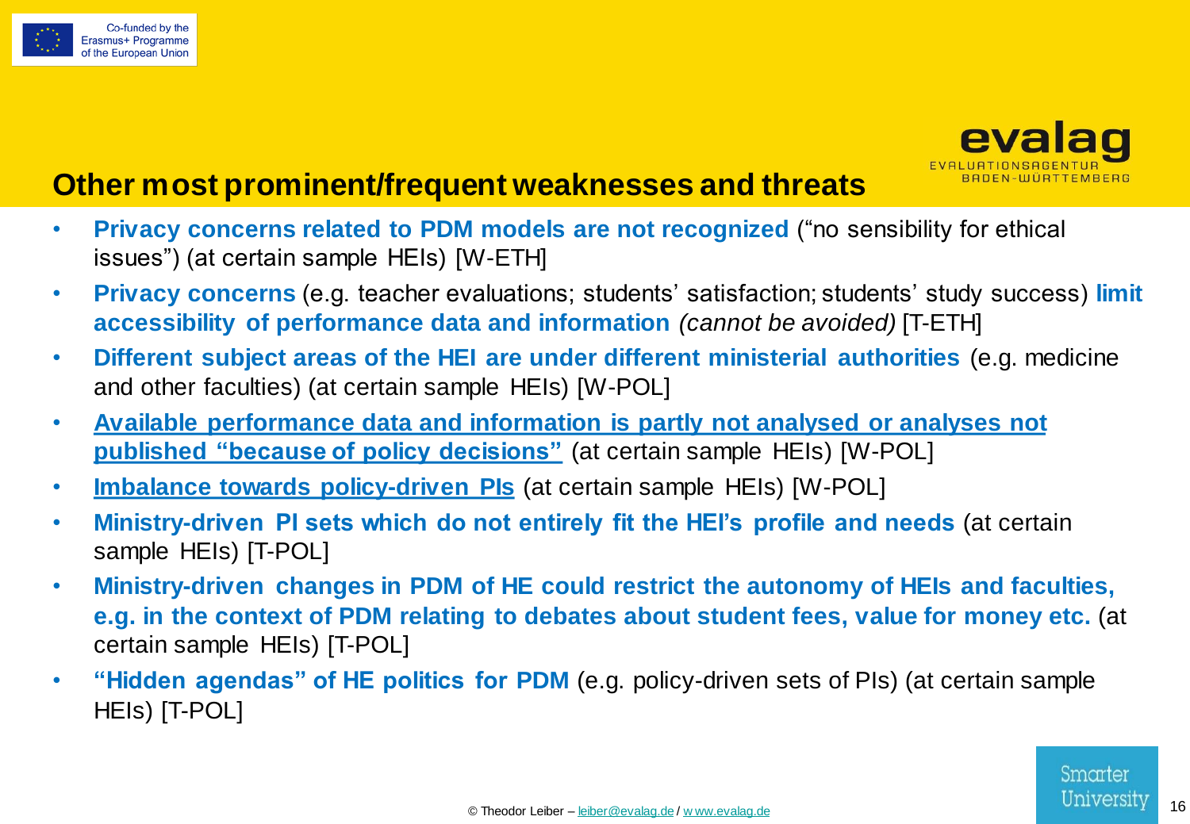## Other most prominent/frequent weaknesses and threats

- **Privacy concerns related to PDM models are not recognized** ("no sensibility for ethical issues") (at certain sample HEIs) [W-ETH]
- **Privacy concerns** (e.g. teacher evaluations; students' satisfaction; students' study success) **limit accessibility of performance data and information** *(cannot be avoided)* [T-ETH]
- **Different subject areas of the HEI are under different ministerial authorities** (e.g. medicine and other faculties) (at certain sample HEIs) [W-POL]
- **Available performance data and information is partly not analysed or analyses not published "because of policy decisions"** (at certain sample HEIs) [W-POL]
- **Imbalance towards policy-driven PIs** (at certain sample HEIs) [W-POL]
- **Ministry-driven PI sets which do not entirely fit the HEI's profile and needs** (at certain sample HEIs) [T-POL]
- **Ministry-driven changes in PDM of HE could restrict the autonomy of HEIs and faculties, e.g. in the context of PDM relating to debates about student fees, value for money etc.** (at certain sample HEIs) [T-POL]
- **"Hidden agendas" of HE politics for PDM** (e.g. policy-driven sets of PIs) (at certain sample HEIs) [T-POL]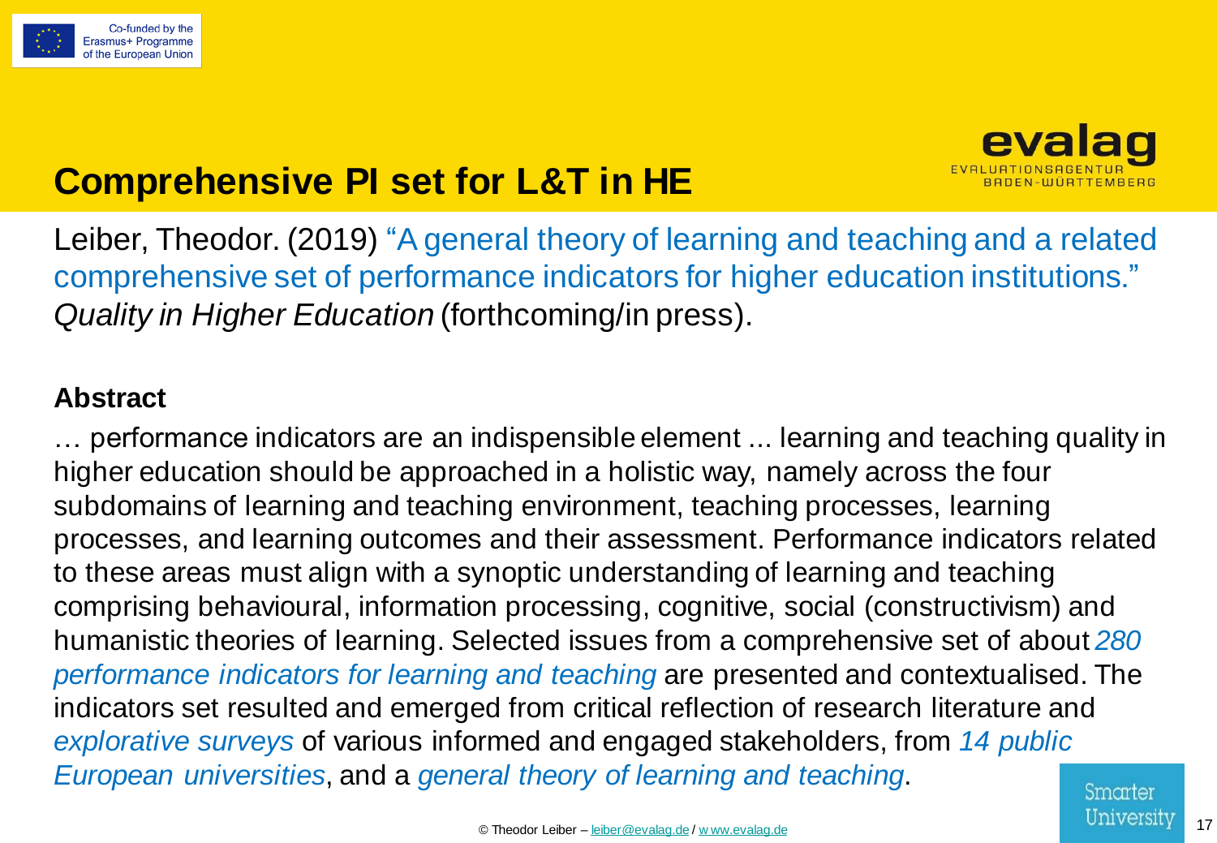# Comprehensive PI set for L&T in HE

Leiber, Theodor. (2019) "A general theory of learning and teaching and a related comprehensive set of performance indicators for higher education institutions." *Quality in Higher Education* (forthcoming/in press).

**Abstract**

… performance indicators are an indispensible element ... learning and teaching quality in higher education should be approached in a holistic way, namely across the four subdomains of learning and teaching environment, teaching processes, learning processes, and learning outcomes and their assessment. Performance indicators related to these areas must align with a synoptic understanding of learning and teaching comprising behavioural, information processing, cognitive, social (constructivism) and humanistic theories of learning. Selected issues from a comprehensive set of about *280 performance indicators for learning and teaching* are presented and contextualised. The indicators set resulted and emerged from critical reflection of research literature and *explorative surveys* of various informed and engaged stakeholders, from *14 public European universities*, and a *general theory of learning and teaching*.

© Theodor Leiber – leiber@evalag.de / www.evalag.de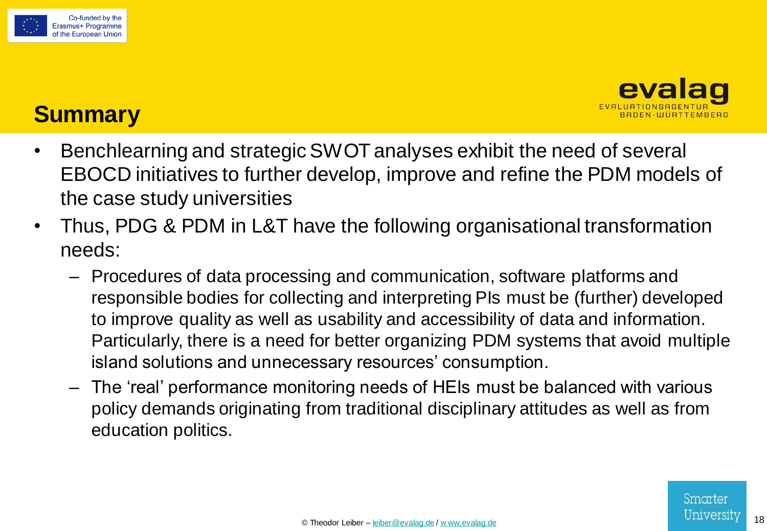## Summary

- Benchlearning and strategic SWOT analyses exhibit the need of several EBOCD initiatives to further develop, improve and refine the PDM models of the case study universities
- Thus, PDG & PDM in L&T have the following organisational transformation needs:
  - Procedures of data processing and communication, software platforms and responsible bodies for collecting and interpreting PIs must be (further) developed to improve quality as well as usability and accessibility of data and information. Particularly, there is a need for better organizing PDM systems that avoid multiple island solutions and unnecessary resources' consumption.
  - The 'real' performance monitoring needs of HEIs must be balanced with various policy demands originating from traditional disciplinary attitudes as well as from education politics.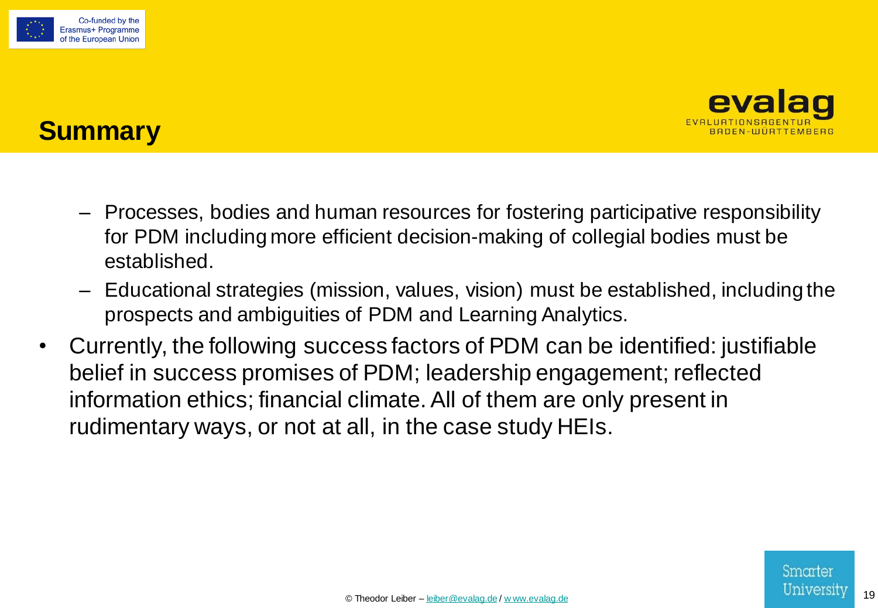## Summary

  - Processes, bodies and human resources for fostering participative responsibility for PDM including more efficient decision-making of collegial bodies must be established.
  - Educational strategies (mission, values, vision) must be established, including the prospects and ambiguities of PDM and Learning Analytics.
- Currently, the following success factors of PDM can be identified: justifiable belief in success promises of PDM; leadership engagement; reflected information ethics; financial climate. All of them are only present in rudimentary ways, or not at all, in the case study HEIs.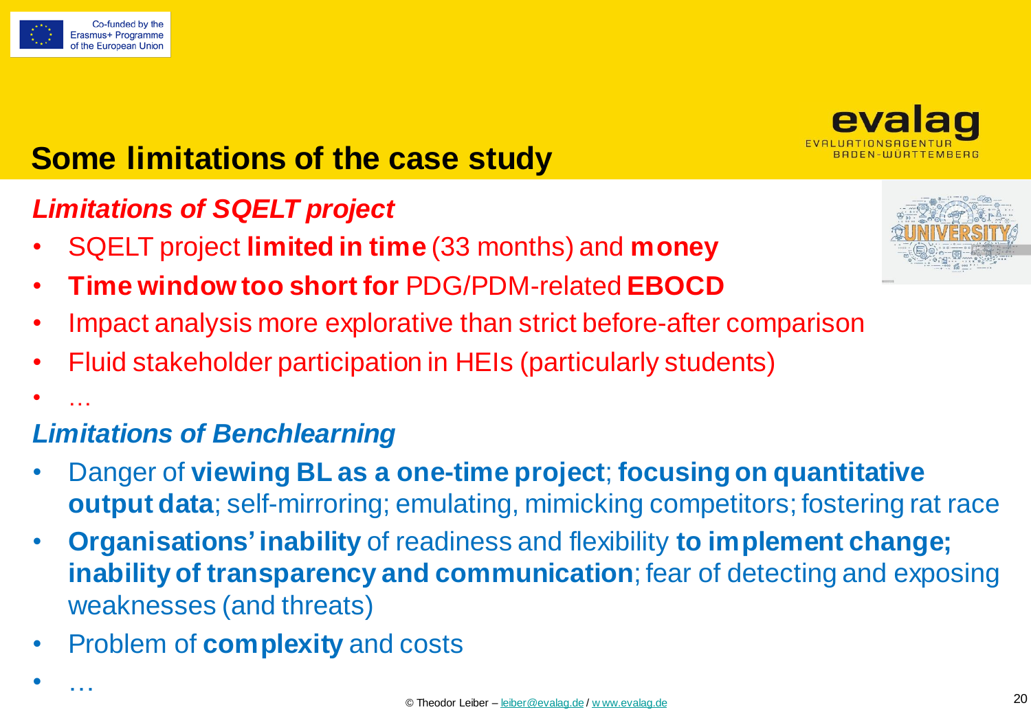# Some limitations of the case study

## *Limitations of SQELT project*

- SQELT project **limited in time** (33 months) and **money**
- **Time window too short for** PDG/PDM-related **EBOCD**
- Impact analysis more explorative than strict before-after comparison
- Fluid stakeholder participation in HEIs (particularly students)
- …

## *Limitations of Benchlearning*

- Danger of **viewing BL as a one-time project**; **focusing on quantitative output data**; self-mirroring; emulating, mimicking competitors; fostering rat race
- **Organisations' inability** of readiness and flexibility **to implement change; inability of transparency and communication**; fear of detecting and exposing weaknesses (and threats)
- Problem of **complexity** and costs
- …

© Theodor Leiber – leiber@evalag.de / www.evalag.de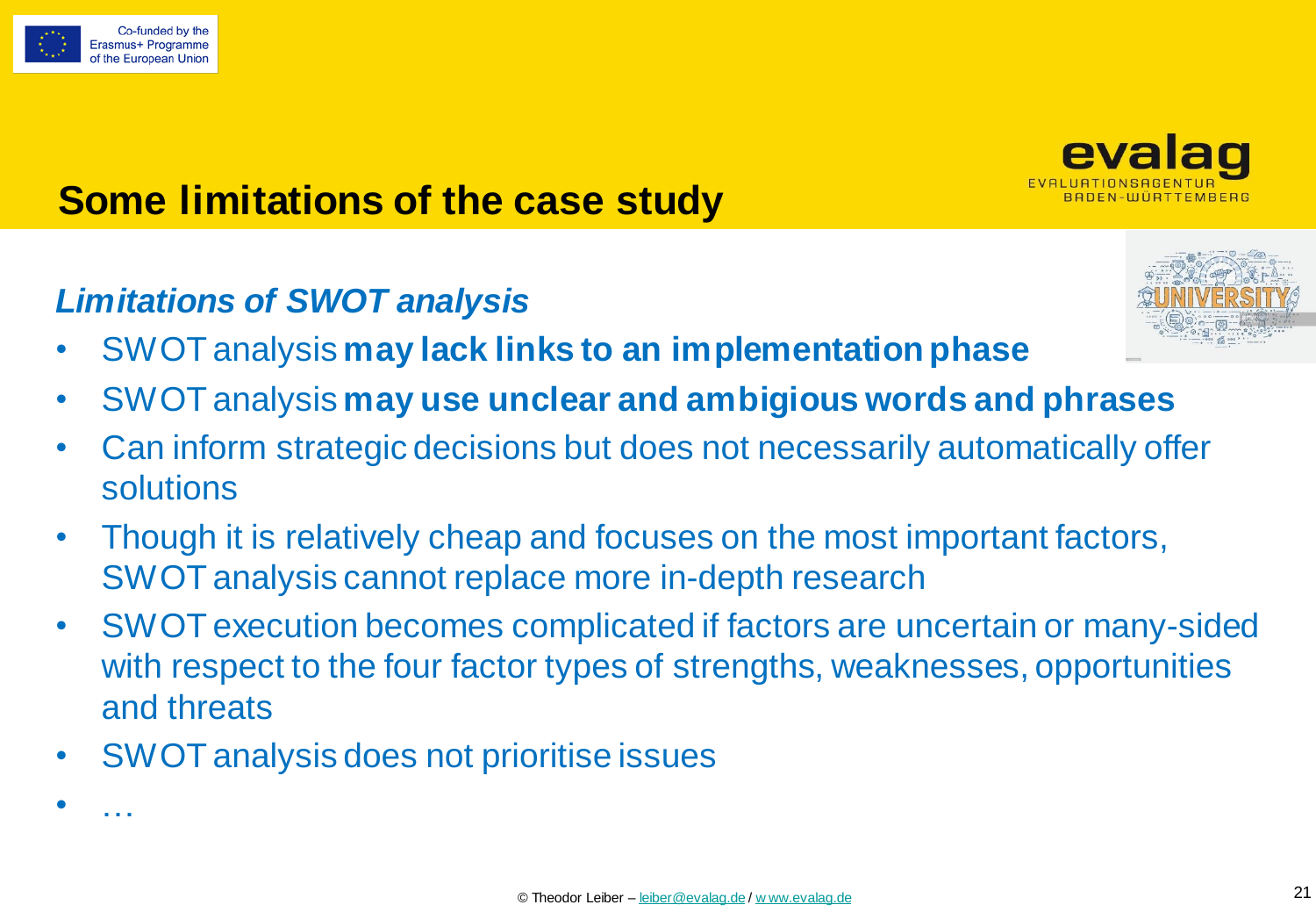# Some limitations of the case study

### *Limitations of SWOT analysis*

- SWOT analysis **may lack links to an implementation phase**
- SWOT analysis **may use unclear and ambigious words and phrases**
- Can inform strategic decisions but does not necessarily automatically offer solutions
- Though it is relatively cheap and focuses on the most important factors, SWOT analysis cannot replace more in-depth research
- SWOT execution becomes complicated if factors are uncertain or many-sided with respect to the four factor types of strengths, weaknesses, opportunities and threats
- SWOT analysis does not prioritise issues
- …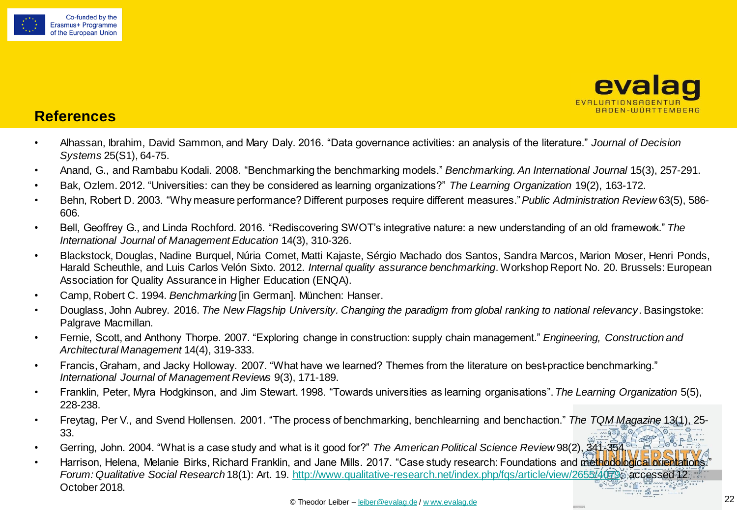## References

- Alhassan, Ibrahim, David Sammon, and Mary Daly. 2016. "Data governance activities: an analysis of the literature." *Journal of Decision Systems* 25(S1), 64-75.
- Anand, G., and Rambabu Kodali. 2008. "Benchmarking the benchmarking models." *Benchmarking. An International Journal* 15(3), 257-291.
- Bak, Ozlem. 2012. "Universities: can they be considered as learning organizations?" *The Learning Organization* 19(2), 163-172.
- Behn, Robert D. 2003. "Why measure performance? Different purposes require different measures." *Public Administration Review* 63(5), 586-606.
- Bell, Geoffrey G., and Linda Rochford. 2016. "Rediscovering SWOT's integrative nature: a new understanding of an old framework." *The International Journal of Management Education* 14(3), 310-326.
- Blackstock, Douglas, Nadine Burquel, Núria Comet, Matti Kajaste, Sérgio Machado dos Santos, Sandra Marcos, Marion Moser, Henri Ponds, Harald Scheuthle, and Luis Carlos Velón Sixto. 2012. *Internal quality assurance benchmarking*. Workshop Report No. 20. Brussels: European Association for Quality Assurance in Higher Education (ENQA).
- Camp, Robert C. 1994. *Benchmarking* [in German]. München: Hanser.
- Douglass, John Aubrey. 2016. *The New Flagship University. Changing the paradigm from global ranking to national relevancy*. Basingstoke: Palgrave Macmillan.
- Fernie, Scott, and Anthony Thorpe. 2007. "Exploring change in construction: supply chain management." *Engineering, Construction and Architectural Management* 14(4), 319-333.
- Francis, Graham, and Jacky Holloway. 2007. "What have we learned? Themes from the literature on best-practice benchmarking." *International Journal of Management Reviews* 9(3), 171-189.
- Franklin, Peter, Myra Hodgkinson, and Jim Stewart. 1998. "Towards universities as learning organisations". *The Learning Organization* 5(5), 228-238.
- Freytag, Per V., and Svend Hollensen. 2001. "The process of benchmarking, benchlearning and benchaction." *The TQM Magazine* 13(1), 25-33.
- Gerring, John. 2004. "What is a case study and what is it good for?" *The American Political Science Review* 98(2), 341-354.
- Harrison, Helena, Melanie Birks, Richard Franklin, and Jane Mills. 2017. "Case study research: Foundations and methodological orientations." *Forum: Qualitative Social Research* 18(1): Art. 19. http://www.qualitative-research.net/index.php/fqs/article/view/2655/4079; accessed 12 October 2018.

© Theodor Leiber – leiber@evalag.de / www.evalag.de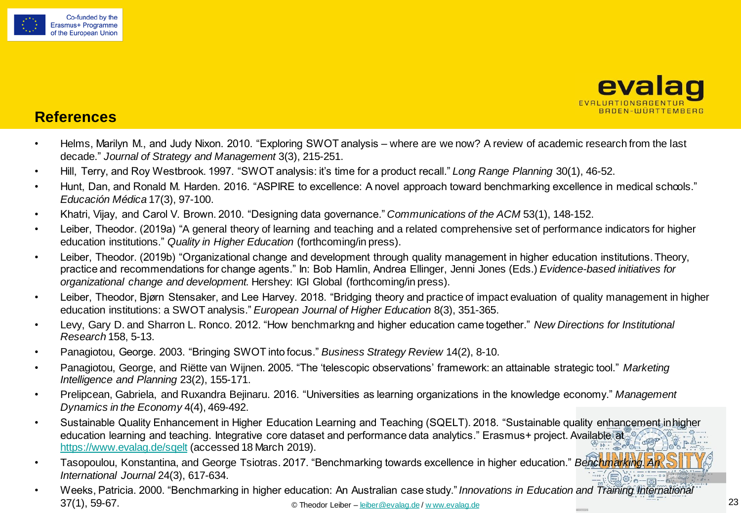## References

- Helms, Marilyn M., and Judy Nixon. 2010. "Exploring SWOT analysis – where are we now? A review of academic research from the last decade." *Journal of Strategy and Management* 3(3), 215-251.
- Hill, Terry, and Roy Westbrook. 1997. "SWOT analysis: it's time for a product recall." *Long Range Planning* 30(1), 46-52.
- Hunt, Dan, and Ronald M. Harden. 2016. "ASPIRE to excellence: A novel approach toward benchmarking excellence in medical schools." *Educación Médica* 17(3), 97-100.
- Khatri, Vijay, and Carol V. Brown. 2010. "Designing data governance." *Communications of the ACM* 53(1), 148-152.
- Leiber, Theodor. (2019a) "A general theory of learning and teaching and a related comprehensive set of performance indicators for higher education institutions." *Quality in Higher Education* (forthcoming/in press).
- Leiber, Theodor. (2019b) "Organizational change and development through quality management in higher education institutions. Theory, practice and recommendations for change agents." In: Bob Hamlin, Andrea Ellinger, Jenni Jones (Eds.) *Evidence-based initiatives for organizational change and development*. Hershey: IGI Global (forthcoming/in press).
- Leiber, Theodor, Bjørn Stensaker, and Lee Harvey. 2018. "Bridging theory and practice of impact evaluation of quality management in higher education institutions: a SWOT analysis." *European Journal of Higher Education* 8(3), 351-365.
- Levy, Gary D. and Sharron L. Ronco. 2012. "How benchmarkng and higher education came together." *New Directions for Institutional Research* 158, 5-13.
- Panagiotou, George. 2003. "Bringing SWOT into focus." *Business Strategy Review* 14(2), 8-10.
- Panagiotou, George, and Riëtte van Wijnen. 2005. "The 'telescopic observations' framework: an attainable strategic tool." *Marketing Intelligence and Planning* 23(2), 155-171.
- Prelipcean, Gabriela, and Ruxandra Bejinaru. 2016. "Universities as learning organizations in the knowledge economy." *Management Dynamics in the Economy* 4(4), 469-492.
- Sustainable Quality Enhancement in Higher Education Learning and Teaching (SQELT). 2018. "Sustainable quality enhancement in higher education learning and teaching. Integrative core dataset and performance data analytics." Erasmus+ project. Available at https://www.evalag.de/sqelt (accessed 18 March 2019).
- Tasopoulou, Konstantina, and George Tsiotras. 2017. "Benchmarking towards excellence in higher education." *Benchmarking: An International Journal* 24(3), 617-634.
- Weeks, Patricia. 2000. "Benchmarking in higher education: An Australian case study." *Innovations in Education and Training International* 37(1), 59-67.